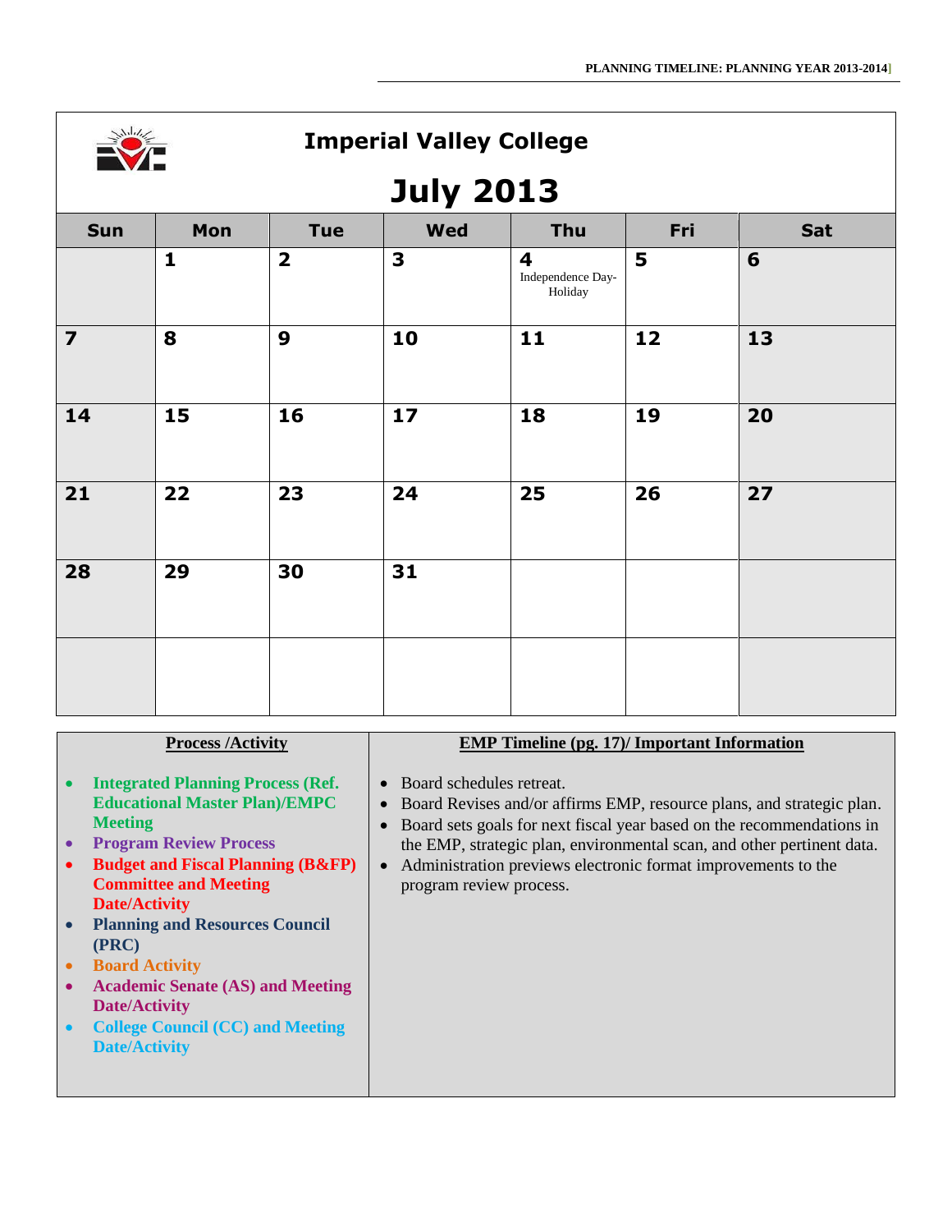# Imperial Valley College

## July 2013

| Sun | Mon | Tue | Wed | Thu | Fri | Sat |
|---|---|---|---|---|---|---|
| | 1 | 2 | 3 | 4 Independence Day-Holiday | 5 | 6 |
| 7 | 8 | 9 | 10 | 11 | 12 | 13 |
| 14 | 15 | 16 | 17 | 18 | 19 | 20 |
| 21 | 22 | 23 | 24 | 25 | 26 | 27 |
| 28 | 29 | 30 | 31 | | | |
| | | | | | | |

| Process /Activity | EMP Timeline (pg. 17)/ Important Information |
|---|---|
| • Integrated Planning Process (Ref. Educational Master Plan)/EMPC Meeting<br>• Program Review Process<br>• Budget and Fiscal Planning (B&FP) Committee and Meeting Date/Activity<br>• Planning and Resources Council (PRC)<br>• Board Activity<br>• Academic Senate (AS) and Meeting Date/Activity<br>• College Council (CC) and Meeting Date/Activity | • Board schedules retreat.<br>• Board Revises and/or affirms EMP, resource plans, and strategic plan.<br>• Board sets goals for next fiscal year based on the recommendations in the EMP, strategic plan, environmental scan, and other pertinent data.<br>• Administration previews electronic format improvements to the program review process. |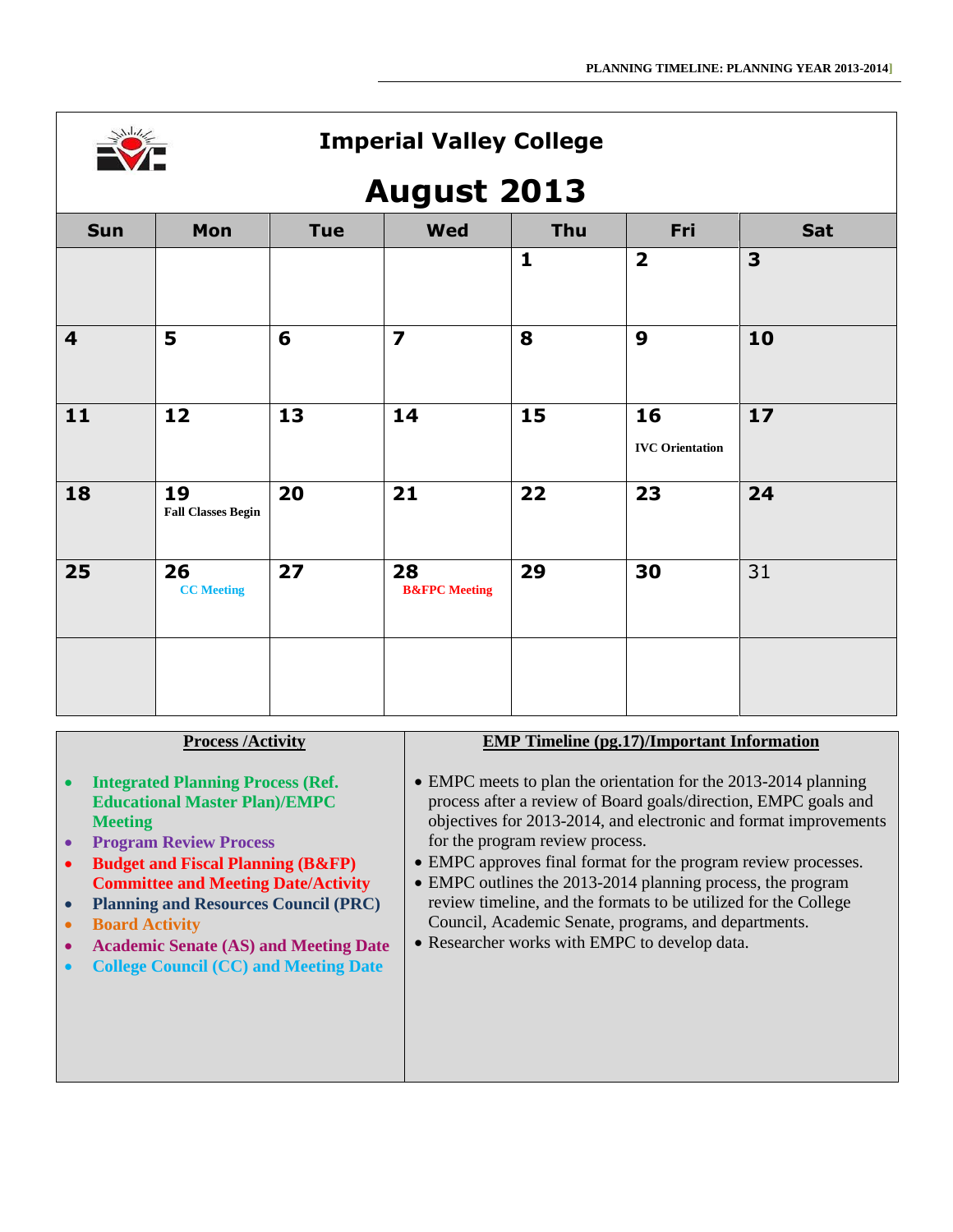# Imperial Valley College

## August 2013

| Sun | Mon | Tue | Wed | Thu | Fri | Sat |
|---|---|---|---|---|---|---|
| | | | | 1 | 2 | 3 |
| 4 | 5 | 6 | 7 | 8 | 9 | 10 |
| 11 | 12 | 13 | 14 | 15 | 16 IVC Orientation | 17 |
| 18 | 19 Fall Classes Begin | 20 | 21 | 22 | 23 | 24 |
| 25 | 26 CC Meeting | 27 | 28 B&FPC Meeting | 29 | 30 | 31 |
| | | | | | | |

| Process /Activity | EMP Timeline (pg.17)/Important Information |
|---|---|
| • Integrated Planning Process (Ref. Educational Master Plan)/EMPC Meeting<br>• Program Review Process<br>• Budget and Fiscal Planning (B&FP) Committee and Meeting Date/Activity<br>• Planning and Resources Council (PRC)<br>• Board Activity<br>• Academic Senate (AS) and Meeting Date<br>• College Council (CC) and Meeting Date | • EMPC meets to plan the orientation for the 2013-2014 planning process after a review of Board goals/direction, EMPC goals and objectives for 2013-2014, and electronic and format improvements for the program review process.<br>• EMPC approves final format for the program review processes.<br>• EMPC outlines the 2013-2014 planning process, the program review timeline, and the formats to be utilized for the College Council, Academic Senate, programs, and departments.<br>• Researcher works with EMPC to develop data. |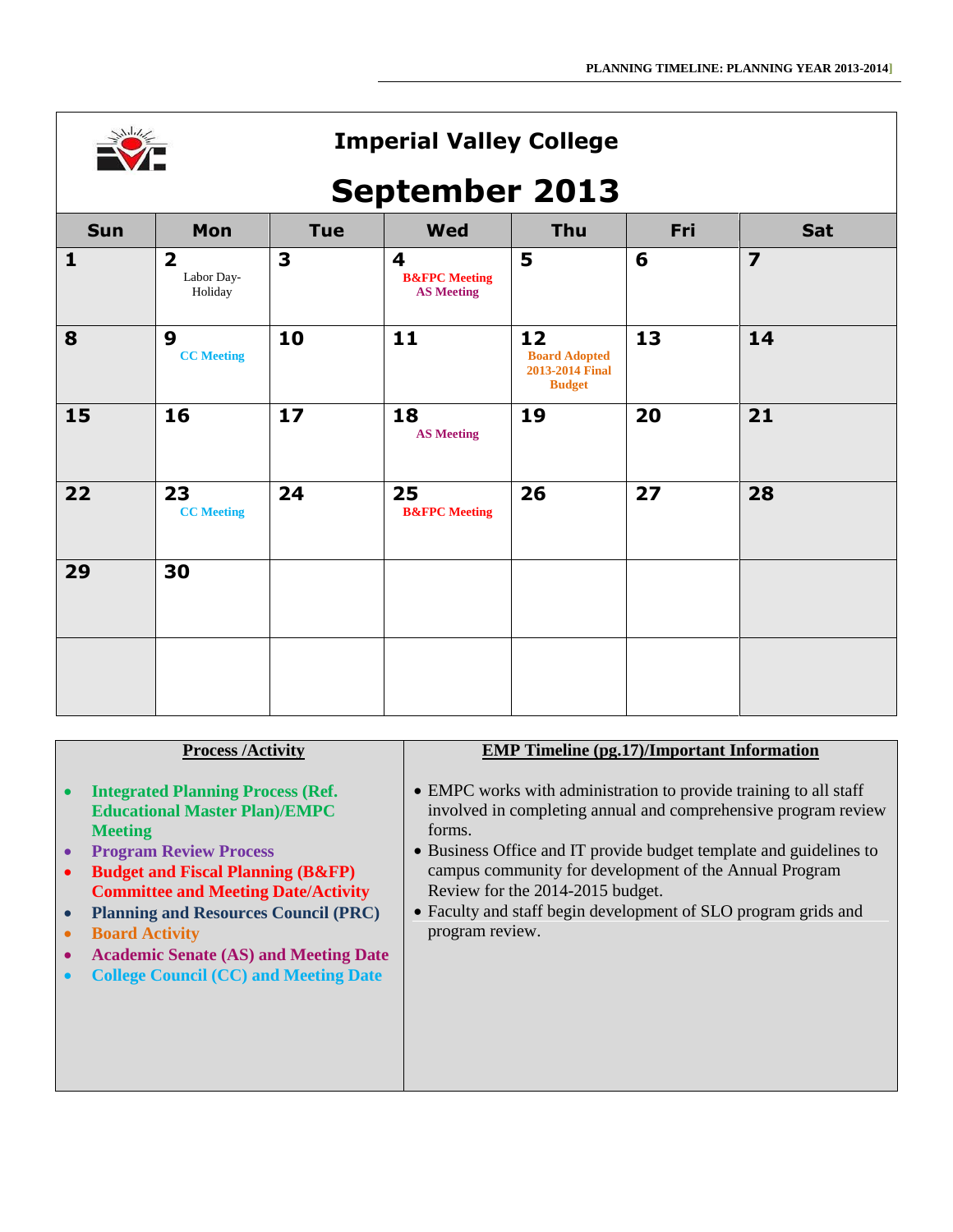# Imperial Valley College

## September 2013

| Sun | Mon | Tue | Wed | Thu | Fri | Sat |
|---|---|---|---|---|---|---|
| 1 | 2 Labor Day-Holiday | 3 | 4 B&FPC Meeting AS Meeting | 5 | 6 | 7 |
| 8 | 9 CC Meeting | 10 | 11 | 12 Board Adopted 2013-2014 Final Budget | 13 | 14 |
| 15 | 16 | 17 | 18 AS Meeting | 19 | 20 | 21 |
| 22 | 23 CC Meeting | 24 | 25 B&FPC Meeting | 26 | 27 | 28 |
| 29 | 30 | | | | | |
| | | | | | | |

| Process /Activity | EMP Timeline (pg.17)/Important Information |
|---|---|
| • Integrated Planning Process (Ref. Educational Master Plan)/EMPC Meeting<br>• Program Review Process<br>• Budget and Fiscal Planning (B&FP) Committee and Meeting Date/Activity<br>• Planning and Resources Council (PRC)<br>• Board Activity<br>• Academic Senate (AS) and Meeting Date<br>• College Council (CC) and Meeting Date | • EMPC works with administration to provide training to all staff involved in completing annual and comprehensive program review forms.<br>• Business Office and IT provide budget template and guidelines to campus community for development of the Annual Program Review for the 2014-2015 budget.<br>• Faculty and staff begin development of SLO program grids and program review. |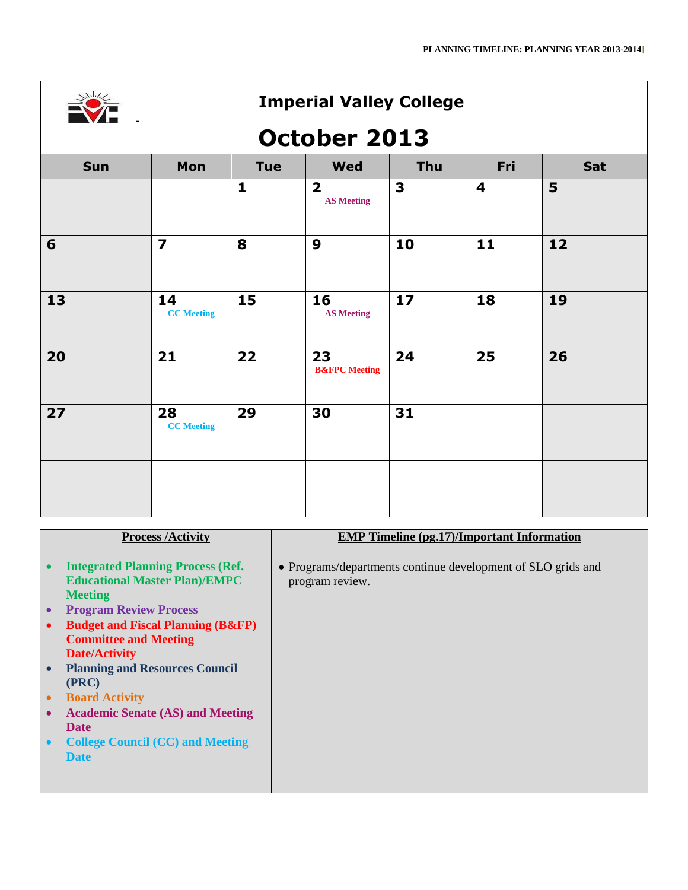# Imperial Valley College

## October 2013

| Sun | Mon | Tue | Wed | Thu | Fri | Sat |
|---|---|---|---|---|---|---|
| | | 1 | 2 AS Meeting | 3 | 4 | 5 |
| 6 | 7 | 8 | 9 | 10 | 11 | 12 |
| 13 | 14 CC Meeting | 15 | 16 AS Meeting | 17 | 18 | 19 |
| 20 | 21 | 22 | 23 B&FPC Meeting | 24 | 25 | 26 |
| 27 | 28 CC Meeting | 29 | 30 | 31 | | |
| | | | | | | |

| Process /Activity | EMP Timeline (pg.17)/Important Information |
|---|---|
| • Integrated Planning Process (Ref. Educational Master Plan)/EMPC Meeting<br>• Program Review Process<br>• Budget and Fiscal Planning (B&FP) Committee and Meeting Date/Activity<br>• Planning and Resources Council (PRC)<br>• Board Activity<br>• Academic Senate (AS) and Meeting Date<br>• College Council (CC) and Meeting Date | • Programs/departments continue development of SLO grids and program review. |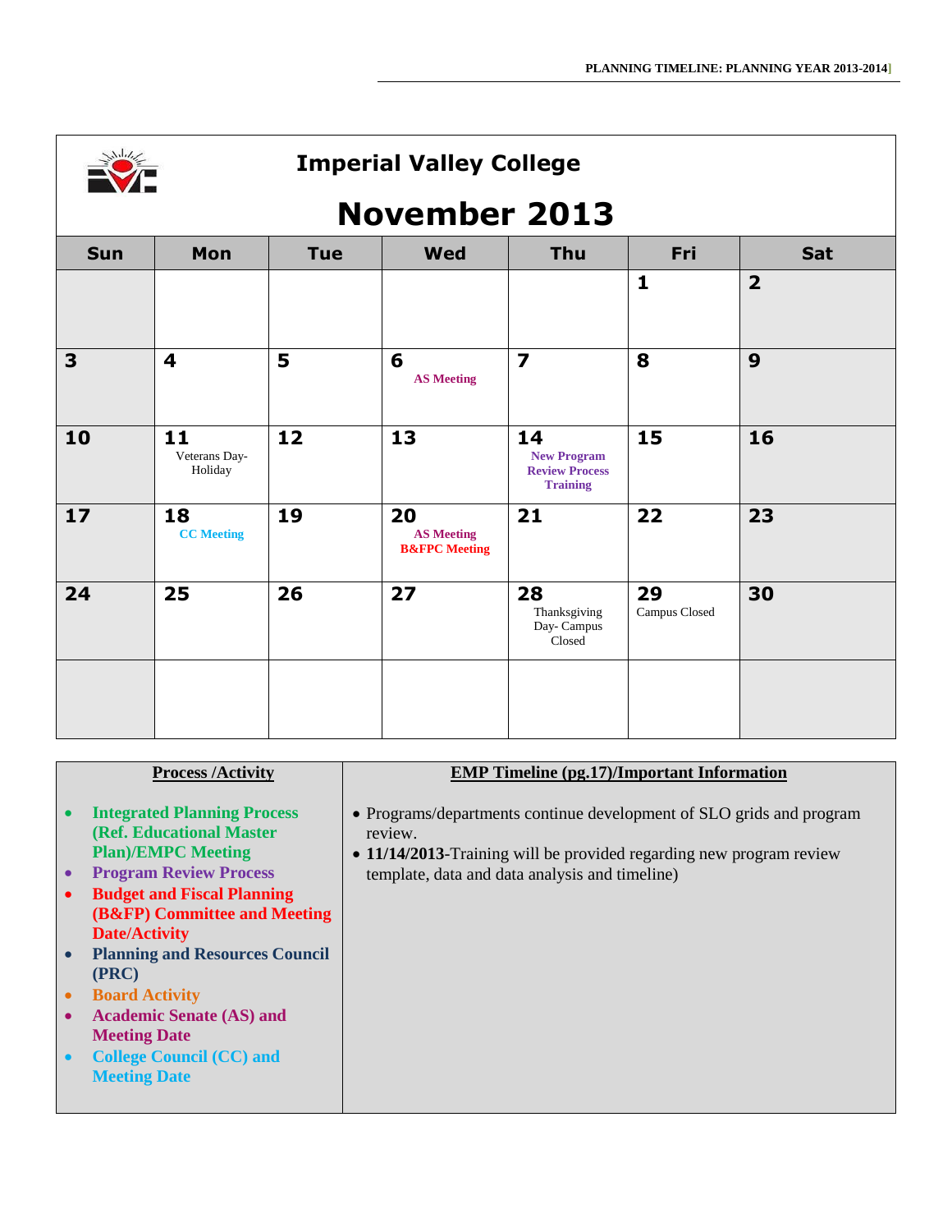# Imperial Valley College

## November 2013

| Sun | Mon | Tue | Wed | Thu | Fri | Sat |
|---|---|---|---|---|---|---|
| | | | | | 1 | 2 |
| 3 | 4 | 5 | 6<br>AS Meeting | 7 | 8 | 9 |
| 10 | 11<br>Veterans Day- Holiday | 12 | 13 | 14<br>New Program Review Process Training | 15 | 16 |
| 17 | 18<br>CC Meeting | 19 | 20<br>AS Meeting<br>B&FPC Meeting | 21 | 22 | 23 |
| 24 | 25 | 26 | 27 | 28<br>Thanksgiving Day- Campus Closed | 29<br>Campus Closed | 30 |
| | | | | | | |

| Process /Activity | EMP Timeline (pg.17)/Important Information |
|---|---|
| • Integrated Planning Process (Ref. Educational Master Plan)/EMPC Meeting<br>• Program Review Process<br>• Budget and Fiscal Planning (B&FP) Committee and Meeting Date/Activity<br>• Planning and Resources Council (PRC)<br>• Board Activity<br>• Academic Senate (AS) and Meeting Date<br>• College Council (CC) and Meeting Date | • Programs/departments continue development of SLO grids and program review.<br>• **11/14/2013**-Training will be provided regarding new program review template, data and data analysis and timeline) |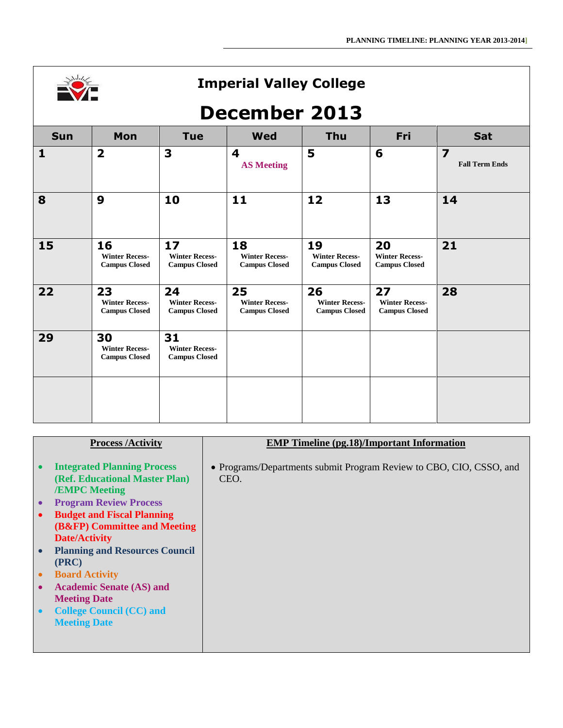# Imperial Valley College

## December 2013

| Sun | Mon | Tue | Wed | Thu | Fri | Sat |
|---|---|---|---|---|---|---|
| 1 | 2 | 3 | 4 AS Meeting | 5 | 6 | 7 Fall Term Ends |
| 8 | 9 | 10 | 11 | 12 | 13 | 14 |
| 15 | 16 Winter Recess- Campus Closed | 17 Winter Recess- Campus Closed | 18 Winter Recess- Campus Closed | 19 Winter Recess- Campus Closed | 20 Winter Recess- Campus Closed | 21 |
| 22 | 23 Winter Recess- Campus Closed | 24 Winter Recess- Campus Closed | 25 Winter Recess- Campus Closed | 26 Winter Recess- Campus Closed | 27 Winter Recess- Campus Closed | 28 |
| 29 | 30 Winter Recess- Campus Closed | 31 Winter Recess- Campus Closed | | | | |
| | | | | | | |

| Process /Activity | EMP Timeline (pg.18)/Important Information |
|---|---|
| • Integrated Planning Process (Ref. Educational Master Plan) /EMPC Meeting<br>• Program Review Process<br>• Budget and Fiscal Planning (B&FP) Committee and Meeting Date/Activity<br>• Planning and Resources Council (PRC)<br>• Board Activity<br>• Academic Senate (AS) and Meeting Date<br>• College Council (CC) and Meeting Date | • Programs/Departments submit Program Review to CBO, CIO, CSSO, and CEO. |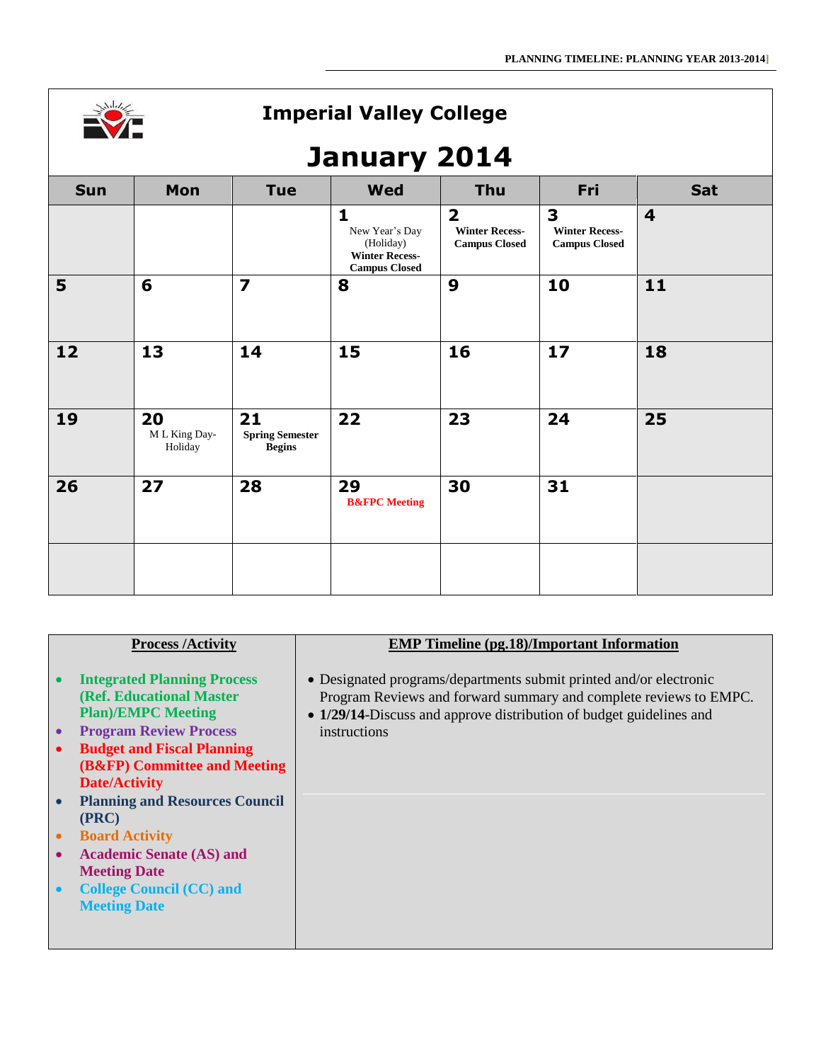# Imperial Valley College

## January 2014

| Sun | Mon | Tue | Wed | Thu | Fri | Sat |
|---|---|---|---|---|---|---|
| | | | **1** New Year's Day (Holiday) **Winter Recess-Campus Closed** | **2** **Winter Recess-Campus Closed** | **3** **Winter Recess-Campus Closed** | **4** |
| **5** | **6** | **7** | **8** | **9** | **10** | **11** |
| **12** | **13** | **14** | **15** | **16** | **17** | **18** |
| **19** | **20** M L King Day-Holiday | **21** **Spring Semester Begins** | **22** | **23** | **24** | **25** |
| **26** | **27** | **28** | **29** **B&FPC Meeting** | **30** | **31** | |
| | | | | | | |

| Process /Activity | EMP Timeline (pg.18)/Important Information |
|---|---|
| • **Integrated Planning Process (Ref. Educational Master Plan)/EMPC Meeting**<br>• **Program Review Process**<br>• **Budget and Fiscal Planning (B&FP) Committee and Meeting Date/Activity**<br>• **Planning and Resources Council (PRC)**<br>• **Board Activity**<br>• **Academic Senate (AS) and Meeting Date**<br>• **College Council (CC) and Meeting Date** | • Designated programs/departments submit printed and/or electronic Program Reviews and forward summary and complete reviews to EMPC.<br>• **1/29/14**-Discuss and approve distribution of budget guidelines and instructions |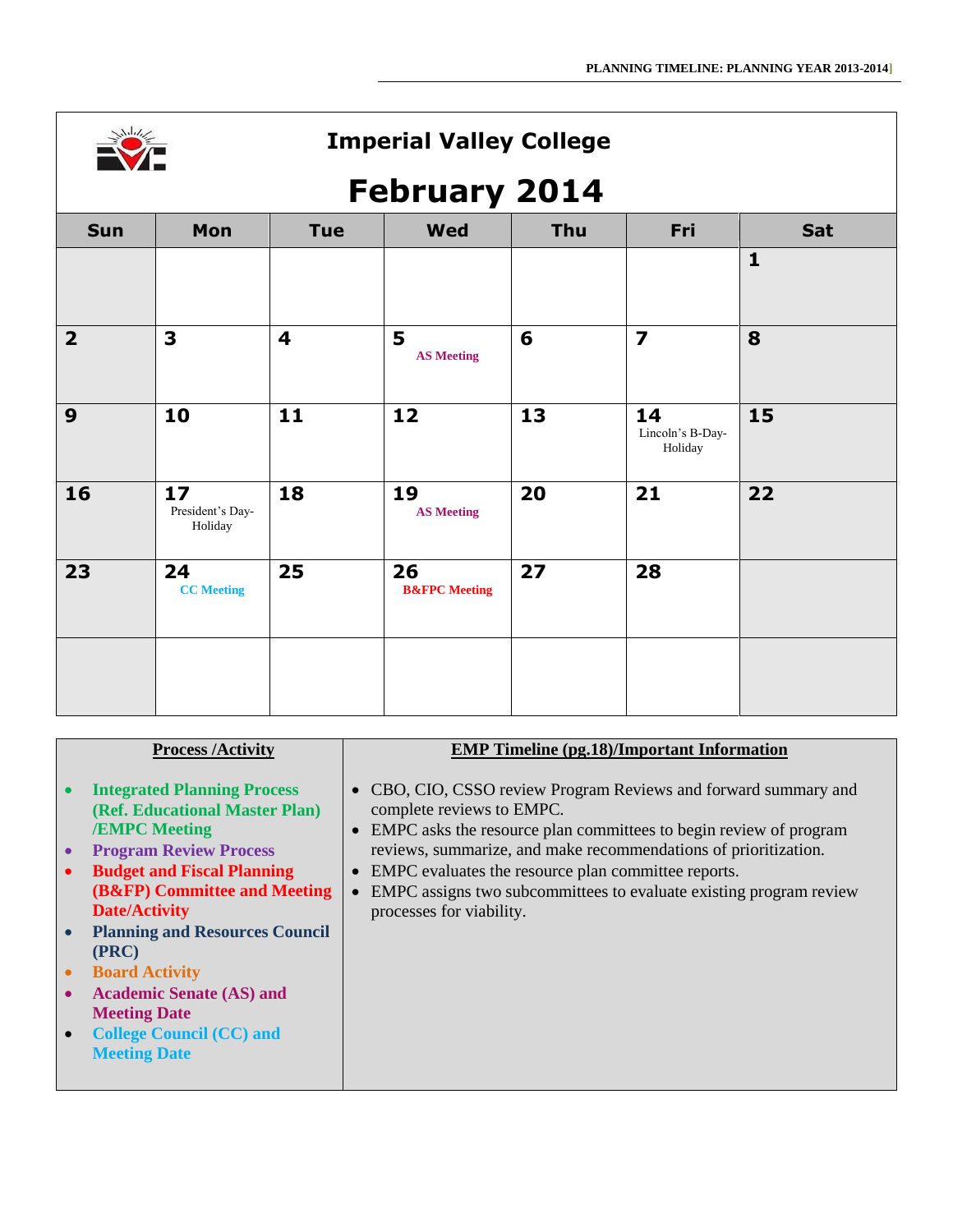# Imperial Valley College

## February 2014

| Sun | Mon | Tue | Wed | Thu | Fri | Sat |
|---|---|---|---|---|---|---|
| | | | | | | 1 |
| 2 | 3 | 4 | 5 AS Meeting | 6 | 7 | 8 |
| 9 | 10 | 11 | 12 | 13 | 14 Lincoln's B-Day-Holiday | 15 |
| 16 | 17 President's Day-Holiday | 18 | 19 AS Meeting | 20 | 21 | 22 |
| 23 | 24 CC Meeting | 25 | 26 B&FPC Meeting | 27 | 28 | |
| | | | | | | |

| Process /Activity | EMP Timeline (pg.18)/Important Information |
|---|---|
| • Integrated Planning Process (Ref. Educational Master Plan) /EMPC Meeting<br>• Program Review Process<br>• Budget and Fiscal Planning (B&FP) Committee and Meeting Date/Activity<br>• Planning and Resources Council (PRC)<br>• Board Activity<br>• Academic Senate (AS) and Meeting Date<br>• College Council (CC) and Meeting Date | • CBO, CIO, CSSO review Program Reviews and forward summary and complete reviews to EMPC.<br>• EMPC asks the resource plan committees to begin review of program reviews, summarize, and make recommendations of prioritization.<br>• EMPC evaluates the resource plan committee reports.<br>• EMPC assigns two subcommittees to evaluate existing program review processes for viability. |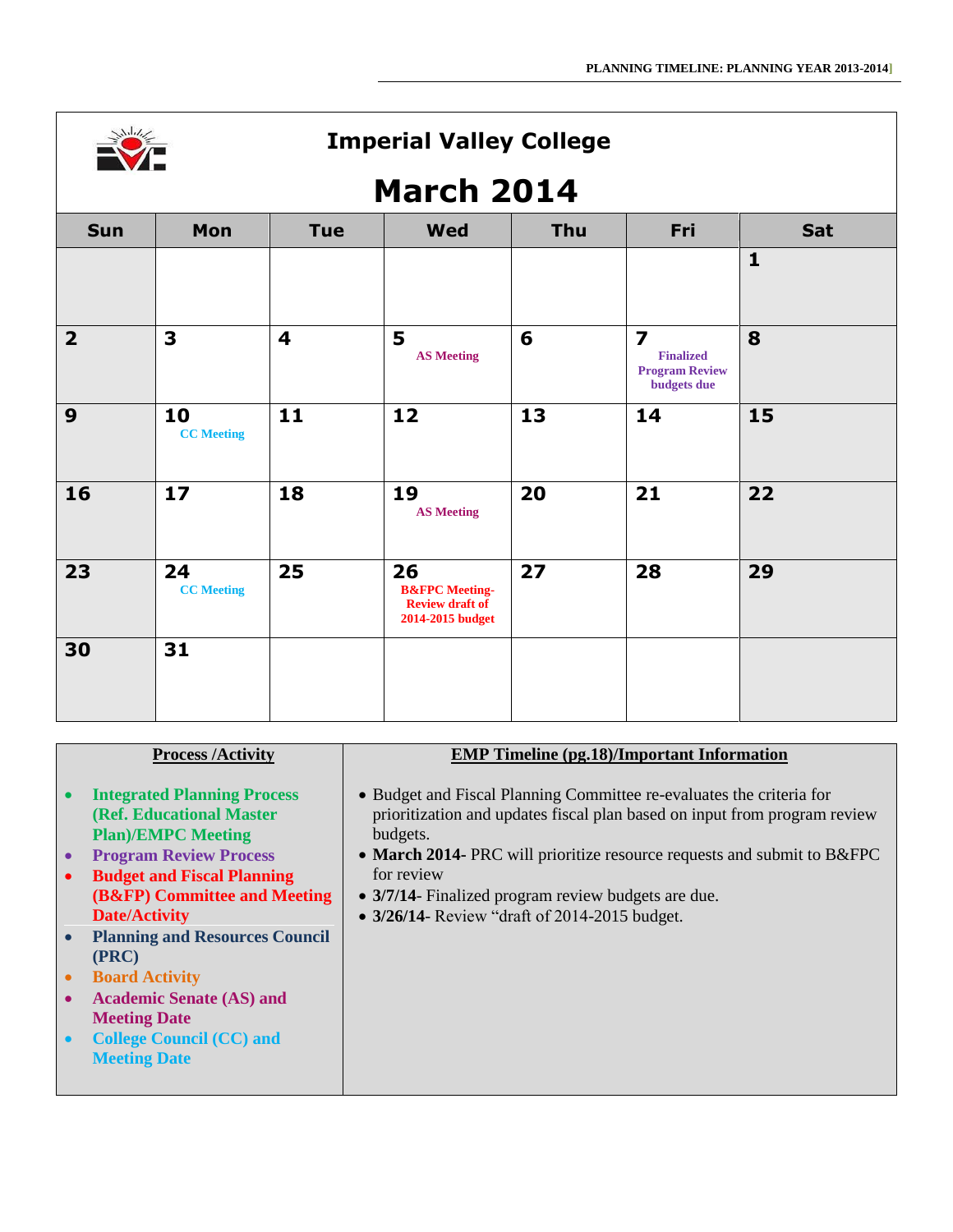# Imperial Valley College

## March 2014

| Sun | Mon | Tue | Wed | Thu | Fri | Sat |
|---|---|---|---|---|---|---|
| | | | | | | 1 |
| 2 | 3 | 4 | 5 AS Meeting | 6 | 7 Finalized Program Review budgets due | 8 |
| 9 | 10 CC Meeting | 11 | 12 | 13 | 14 | 15 |
| 16 | 17 | 18 | 19 AS Meeting | 20 | 21 | 22 |
| 23 | 24 CC Meeting | 25 | 26 B&FPC Meeting- Review draft of 2014-2015 budget | 27 | 28 | 29 |
| 30 | 31 | | | | | |

| Process /Activity | EMP Timeline (pg.18)/Important Information |
|---|---|
| • Integrated Planning Process (Ref. Educational Master Plan)/EMPC Meeting<br>• Program Review Process<br>• Budget and Fiscal Planning (B&FP) Committee and Meeting Date/Activity<br>• Planning and Resources Council (PRC)<br>• Board Activity<br>• Academic Senate (AS) and Meeting Date<br>• College Council (CC) and Meeting Date | • Budget and Fiscal Planning Committee re-evaluates the criteria for prioritization and updates fiscal plan based on input from program review budgets.<br>• **March 2014-** PRC will prioritize resource requests and submit to B&FPC for review<br>• **3/7/14-** Finalized program review budgets are due.<br>• **3/26/14-** Review "draft of 2014-2015 budget. |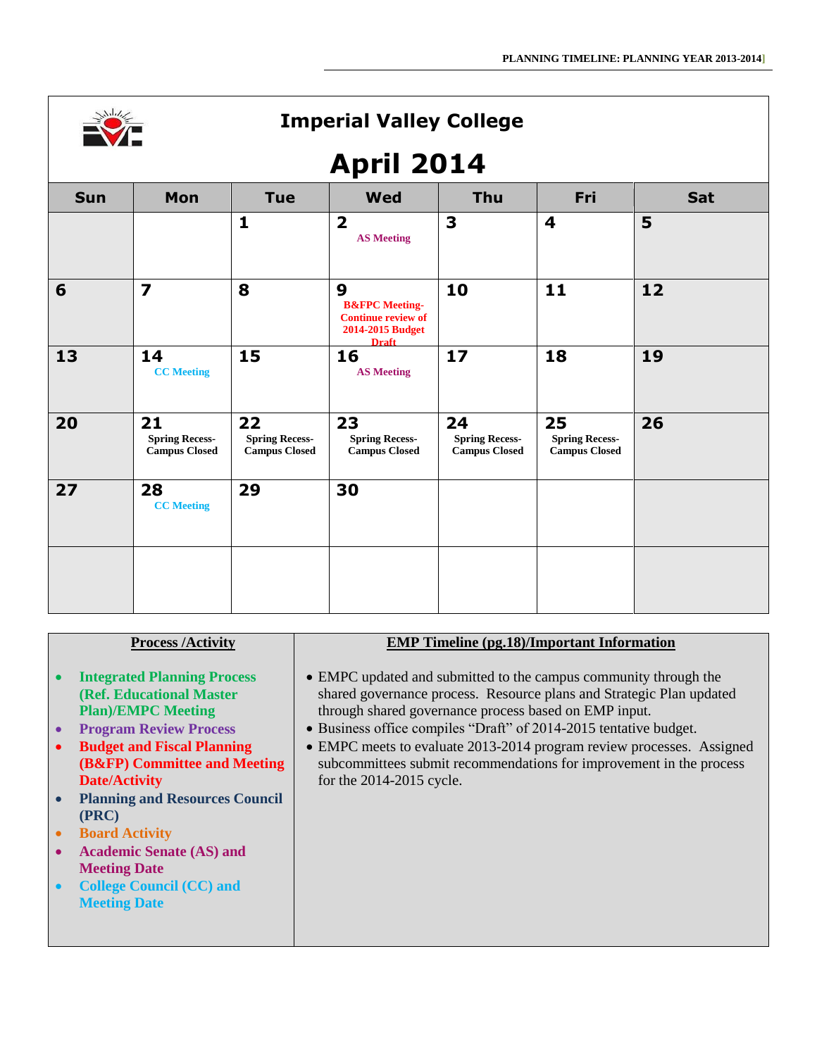# Imperial Valley College

## April 2014

| Sun | Mon | Tue | Wed | Thu | Fri | Sat |
|---|---|---|---|---|---|---|
| | | 1 | 2 AS Meeting | 3 | 4 | 5 |
| 6 | 7 | 8 | 9 B&FPC Meeting- Continue review of 2014-2015 Budget Draft | 10 | 11 | 12 |
| 13 | 14 CC Meeting | 15 | 16 AS Meeting | 17 | 18 | 19 |
| 20 | 21 Spring Recess- Campus Closed | 22 Spring Recess- Campus Closed | 23 Spring Recess- Campus Closed | 24 Spring Recess- Campus Closed | 25 Spring Recess- Campus Closed | 26 |
| 27 | 28 CC Meeting | 29 | 30 | | | |
| | | | | | | |

| Process /Activity | EMP Timeline (pg.18)/Important Information |
|---|---|
| • Integrated Planning Process (Ref. Educational Master Plan)/EMPC Meeting<br>• Program Review Process<br>• Budget and Fiscal Planning (B&FP) Committee and Meeting Date/Activity<br>• Planning and Resources Council (PRC)<br>• Board Activity<br>• Academic Senate (AS) and Meeting Date<br>• College Council (CC) and Meeting Date | • EMPC updated and submitted to the campus community through the shared governance process. Resource plans and Strategic Plan updated through shared governance process based on EMP input.<br>• Business office compiles "Draft" of 2014-2015 tentative budget.<br>• EMPC meets to evaluate 2013-2014 program review processes. Assigned subcommittees submit recommendations for improvement in the process for the 2014-2015 cycle. |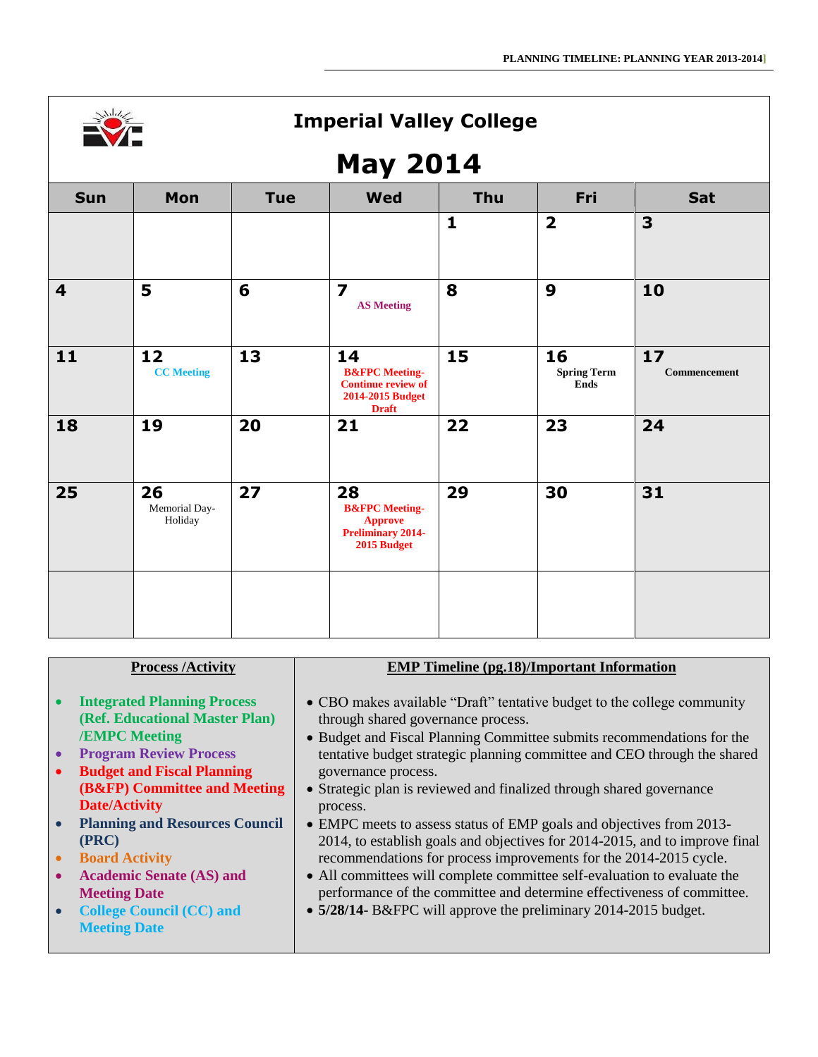# Imperial Valley College

## May 2014

| Sun | Mon | Tue | Wed | Thu | Fri | Sat |
|---|---|---|---|---|---|---|
| | | | | 1 | 2 | 3 |
| 4 | 5 | 6 | 7 AS Meeting | 8 | 9 | 10 |
| 11 | 12 CC Meeting | 13 | 14 B&FPC Meeting-Continue review of 2014-2015 Budget Draft | 15 | 16 Spring Term Ends | 17 Commencement |
| 18 | 19 | 20 | 21 | 22 | 23 | 24 |
| 25 | 26 Memorial Day-Holiday | 27 | 28 B&FPC Meeting-Approve Preliminary 2014-2015 Budget | 29 | 30 | 31 |
| | | | | | | |

**Process /Activity**

- Integrated Planning Process (Ref. Educational Master Plan) /EMPC Meeting
- Program Review Process
- Budget and Fiscal Planning (B&FP) Committee and Meeting Date/Activity
- Planning and Resources Council (PRC)
- Board Activity
- Academic Senate (AS) and Meeting Date
- College Council (CC) and Meeting Date

**EMP Timeline (pg.18)/Important Information**

- CBO makes available "Draft" tentative budget to the college community through shared governance process.
- Budget and Fiscal Planning Committee submits recommendations for the tentative budget strategic planning committee and CEO through the shared governance process.
- Strategic plan is reviewed and finalized through shared governance process.
- EMPC meets to assess status of EMP goals and objectives from 2013-2014, to establish goals and objectives for 2014-2015, and to improve final recommendations for process improvements for the 2014-2015 cycle.
- All committees will complete committee self-evaluation to evaluate the performance of the committee and determine effectiveness of committee.
- **5/28/14**- B&FPC will approve the preliminary 2014-2015 budget.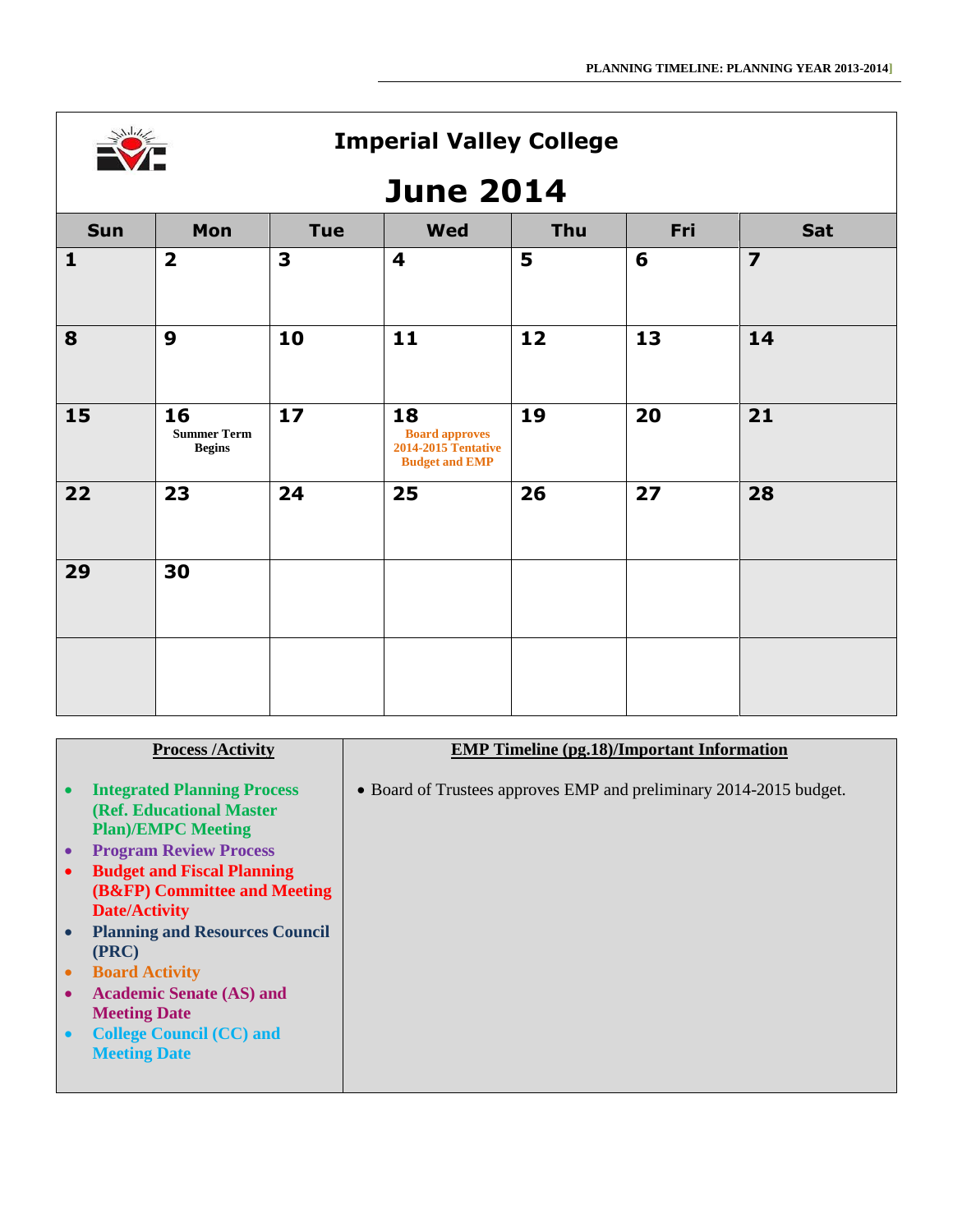# Imperial Valley College

## June 2014

| Sun | Mon | Tue | Wed | Thu | Fri | Sat |
|---|---|---|---|---|---|---|
| 1 | 2 | 3 | 4 | 5 | 6 | 7 |
| 8 | 9 | 10 | 11 | 12 | 13 | 14 |
| 15 | 16 Summer Term Begins | 17 | 18 Board approves 2014-2015 Tentative Budget and EMP | 19 | 20 | 21 |
| 22 | 23 | 24 | 25 | 26 | 27 | 28 |
| 29 | 30 | | | | | |
| | | | | | | |

| Process /Activity | EMP Timeline (pg.18)/Important Information |
|---|---|
| • Integrated Planning Process (Ref. Educational Master Plan)/EMPC Meeting<br>• Program Review Process<br>• Budget and Fiscal Planning (B&FP) Committee and Meeting Date/Activity<br>• Planning and Resources Council (PRC)<br>• Board Activity<br>• Academic Senate (AS) and Meeting Date<br>• College Council (CC) and Meeting Date | • Board of Trustees approves EMP and preliminary 2014-2015 budget. |